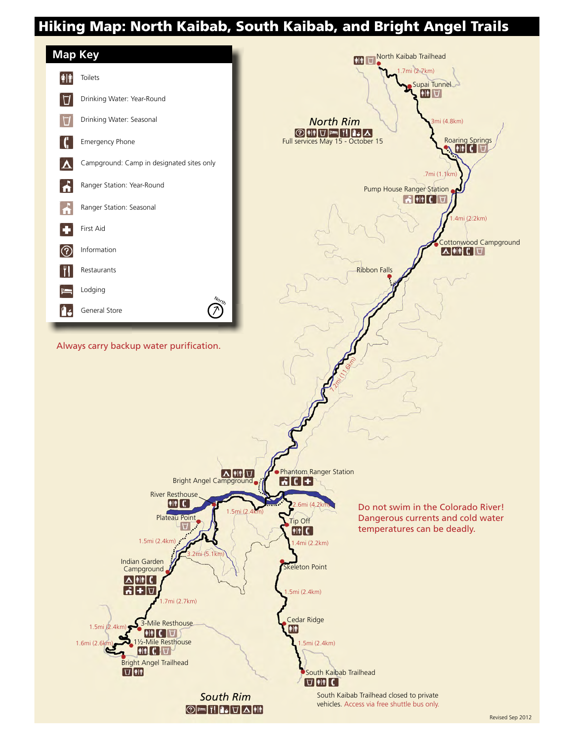# Hiking Map: North Kaibab, South Kaibab, and Bright Angel Trails

## Map Key

- Toilets
- Drinking Water: Year-Round
- Drinking Water: Seasonal
- Emergency Phone
- Campground: Camp in designated sites only
- Ranger Station: Year-Round
- Ranger Station: Seasonal
- First Aid
- Information
- Restaurants
- Lodging
- General Store

North

Always carry backup water purification.

North Kaibab Trailhead

1.7mi (2.7km)

Supai Tunnel

3mi (4.8km)

North Rim

Full services May 15 - October 15

Roaring Springs

.7mi (1.1km)

Pump House Ranger Station

1.4mi (2.2km)

Cottonwood Campground

Ribbon Falls

7.2mi (11.6km)

Phantom Ranger Station

Bright Angel Campground

River Resthouse

1.5mi (2.4km)

2.6mi (4.2km)

Plateau Point

Tip Off

Do not swim in the Colorado River! Dangerous currents and cold water temperatures can be deadly.

1.5mi (2.4km)

3.2mi (5.1km)

1.4mi (2.2km)

Indian Garden Campground

Skeleton Point

1.5mi (2.4km)

1.7mi (2.7km)

Cedar Ridge

1.5mi (2.4km)

3-Mile Resthouse

1.6mi (2.6km)

1½-Mile Resthouse

1.5mi (2.4km)

Bright Angel Trailhead

South Kaibab Trailhead

South Rim

South Kaibab Trailhead closed to private vehicles. Access via free shuttle bus only.

Revised Sep 2012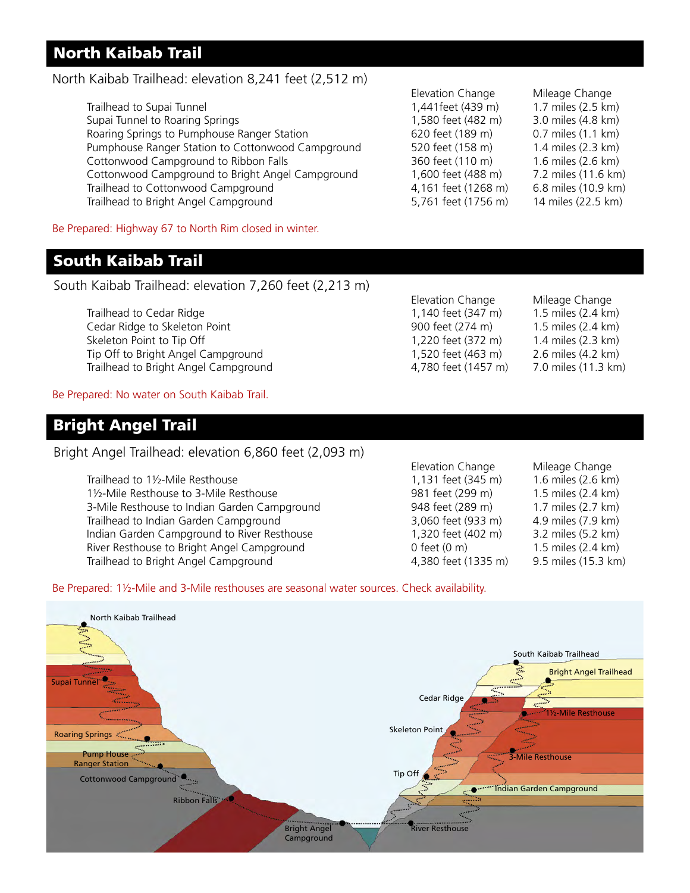## North Kaibab Trail

North Kaibab Trailhead: elevation 8,241 feet (2,512 m)

| | Elevation Change | Mileage Change |
|---|---|---|
| Trailhead to Supai Tunnel | 1,441feet (439 m) | 1.7 miles (2.5 km) |
| Supai Tunnel to Roaring Springs | 1,580 feet (482 m) | 3.0 miles (4.8 km) |
| Roaring Springs to Pumphouse Ranger Station | 620 feet (189 m) | 0.7 miles (1.1 km) |
| Pumphouse Ranger Station to Cottonwood Campground | 520 feet (158 m) | 1.4 miles (2.3 km) |
| Cottonwood Campground to Ribbon Falls | 360 feet (110 m) | 1.6 miles (2.6 km) |
| Cottonwood Campground to Bright Angel Campground | 1,600 feet (488 m) | 7.2 miles (11.6 km) |
| Trailhead to Cottonwood Campground | 4,161 feet (1268 m) | 6.8 miles (10.9 km) |
| Trailhead to Bright Angel Campground | 5,761 feet (1756 m) | 14 miles (22.5 km) |

Be Prepared: Highway 67 to North Rim closed in winter.

## South Kaibab Trail

South Kaibab Trailhead: elevation 7,260 feet (2,213 m)

| | Elevation Change | Mileage Change |
|---|---|---|
| Trailhead to Cedar Ridge | 1,140 feet (347 m) | 1.5 miles (2.4 km) |
| Cedar Ridge to Skeleton Point | 900 feet (274 m) | 1.5 miles (2.4 km) |
| Skeleton Point to Tip Off | 1,220 feet (372 m) | 1.4 miles (2.3 km) |
| Tip Off to Bright Angel Campground | 1,520 feet (463 m) | 2.6 miles (4.2 km) |
| Trailhead to Bright Angel Campground | 4,780 feet (1457 m) | 7.0 miles (11.3 km) |

Be Prepared: No water on South Kaibab Trail.

## Bright Angel Trail

Bright Angel Trailhead: elevation 6,860 feet (2,093 m)

| | Elevation Change | Mileage Change |
|---|---|---|
| Trailhead to 1½-Mile Resthouse | 1,131 feet (345 m) | 1.6 miles (2.6 km) |
| 1½-Mile Resthouse to 3-Mile Resthouse | 981 feet (299 m) | 1.5 miles (2.4 km) |
| 3-Mile Resthouse to Indian Garden Campground | 948 feet (289 m) | 1.7 miles (2.7 km) |
| Trailhead to Indian Garden Campground | 3,060 feet (933 m) | 4.9 miles (7.9 km) |
| Indian Garden Campground to River Resthouse | 1,320 feet (402 m) | 3.2 miles (5.2 km) |
| River Resthouse to Bright Angel Campground | 0 feet (0 m) | 1.5 miles (2.4 km) |
| Trailhead to Bright Angel Campground | 4,380 feet (1335 m) | 9.5 miles (15.3 km) |

Be Prepared: 1½-Mile and 3-Mile resthouses are seasonal water sources. Check availability.

North Kaibab Trailhead
Supai Tunnel
Roaring Springs
Pump House Ranger Station
Cottonwood Campground
Ribbon Falls
Bright Angel Campground
South Kaibab Trailhead
Bright Angel Trailhead
Cedar Ridge
1½-Mile Resthouse
Skeleton Point
3-Mile Resthouse
Tip Off
Indian Garden Campground
River Resthouse